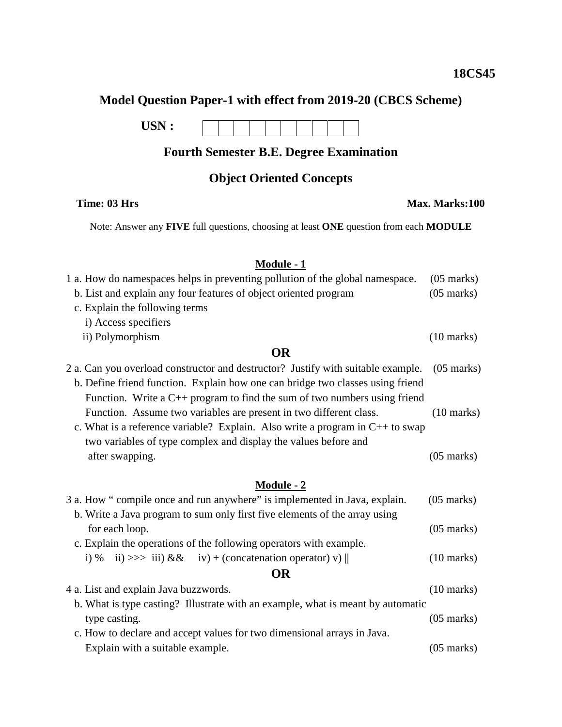**18CS45**

# Model Question Paper-1 with effect from 2019-20 (CBCS Scheme)

**USN :** | | | | | | | | | | |

## Fourth Semester B.E. Degree Examination

## Object Oriented Concepts

**Time: 03 Hrs** **Max. Marks:100**

Note: Answer any **FIVE** full questions, choosing at least **ONE** question from each **MODULE**

### Module - 1

1 a. How do namespaces helps in preventing pollution of the global namespace. (05 marks)

b. List and explain any four features of object oriented program (05 marks)

c. Explain the following terms
   i) Access specifiers
   ii) Polymorphism (10 marks)

**OR**

2 a. Can you overload constructor and destructor? Justify with suitable example. (05 marks)

b. Define friend function. Explain how one can bridge two classes using friend Function. Write a C++ program to find the sum of two numbers using friend Function. Assume two variables are present in two different class. (10 marks)

c. What is a reference variable? Explain. Also write a program in C++ to swap two variables of type complex and display the values before and after swapping. (05 marks)

### Module - 2

3 a. How " compile once and run anywhere" is implemented in Java, explain. (05 marks)

b. Write a Java program to sum only first five elements of the array using for each loop. (05 marks)

c. Explain the operations of the following operators with example.
   i) % ii) >>> iii) && iv) + (concatenation operator) v) || (10 marks)

**OR**

4 a. List and explain Java buzzwords. (10 marks)

b. What is type casting? Illustrate with an example, what is meant by automatic type casting. (05 marks)

c. How to declare and accept values for two dimensional arrays in Java. Explain with a suitable example. (05 marks)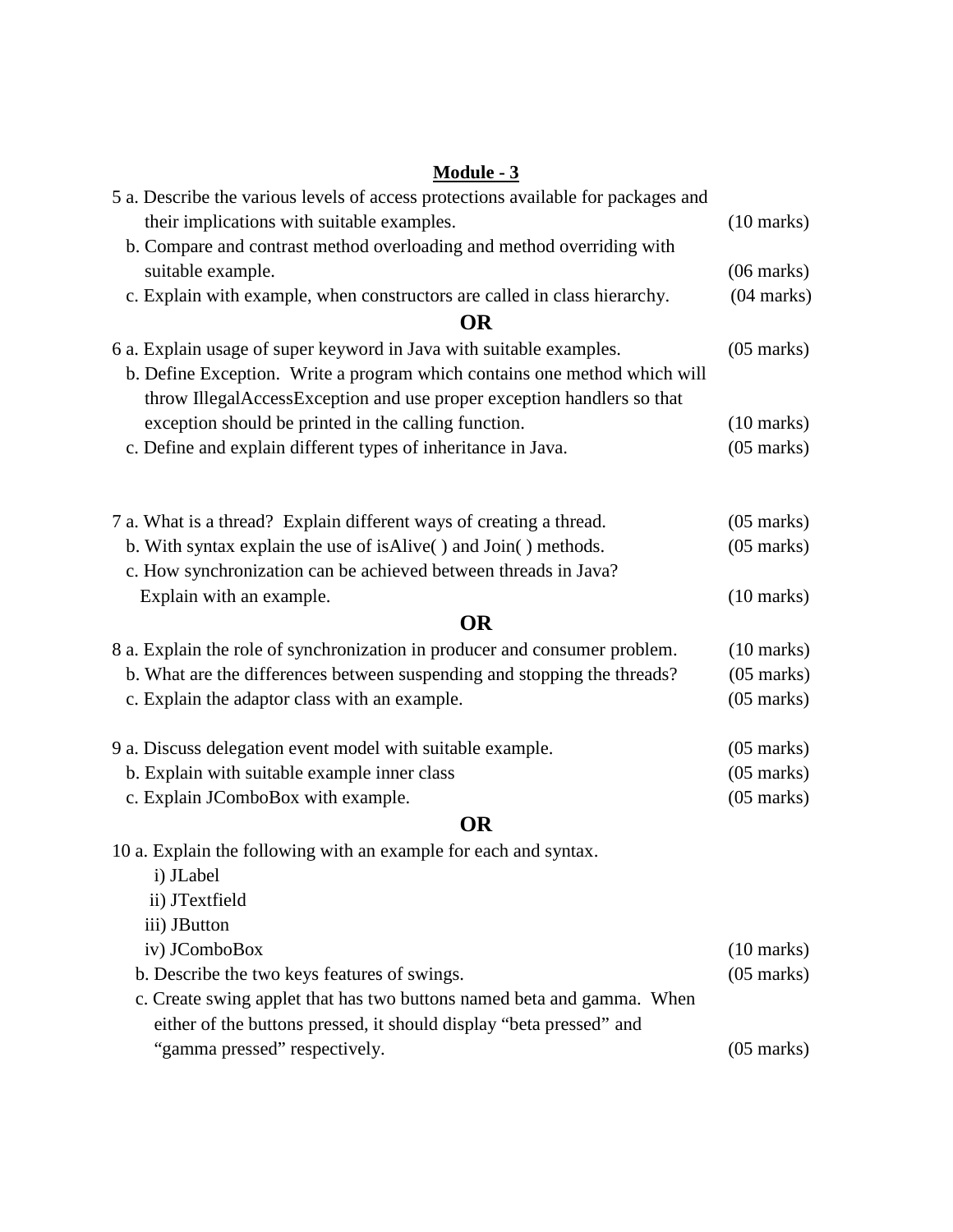## Module - 3

5 a. Describe the various levels of access protections available for packages and their implications with suitable examples. (10 marks)

b. Compare and contrast method overloading and method overriding with suitable example. (06 marks)

c. Explain with example, when constructors are called in class hierarchy. (04 marks)

**OR**

6 a. Explain usage of super keyword in Java with suitable examples. (05 marks)

b. Define Exception. Write a program which contains one method which will throw IllegalAccessException and use proper exception handlers so that exception should be printed in the calling function. (10 marks)

c. Define and explain different types of inheritance in Java. (05 marks)

7 a. What is a thread? Explain different ways of creating a thread. (05 marks)

b. With syntax explain the use of isAlive( ) and Join( ) methods. (05 marks)

c. How synchronization can be achieved between threads in Java? Explain with an example. (10 marks)

**OR**

8 a. Explain the role of synchronization in producer and consumer problem. (10 marks)

b. What are the differences between suspending and stopping the threads? (05 marks)

c. Explain the adaptor class with an example. (05 marks)

9 a. Discuss delegation event model with suitable example. (05 marks)

b. Explain with suitable example inner class (05 marks)

c. Explain JComboBox with example. (05 marks)

**OR**

10 a. Explain the following with an example for each and syntax.

i) JLabel

ii) JTextfield

iii) JButton

iv) JComboBox (10 marks)

b. Describe the two keys features of swings. (05 marks)

c. Create swing applet that has two buttons named beta and gamma. When either of the buttons pressed, it should display "beta pressed" and "gamma pressed" respectively. (05 marks)